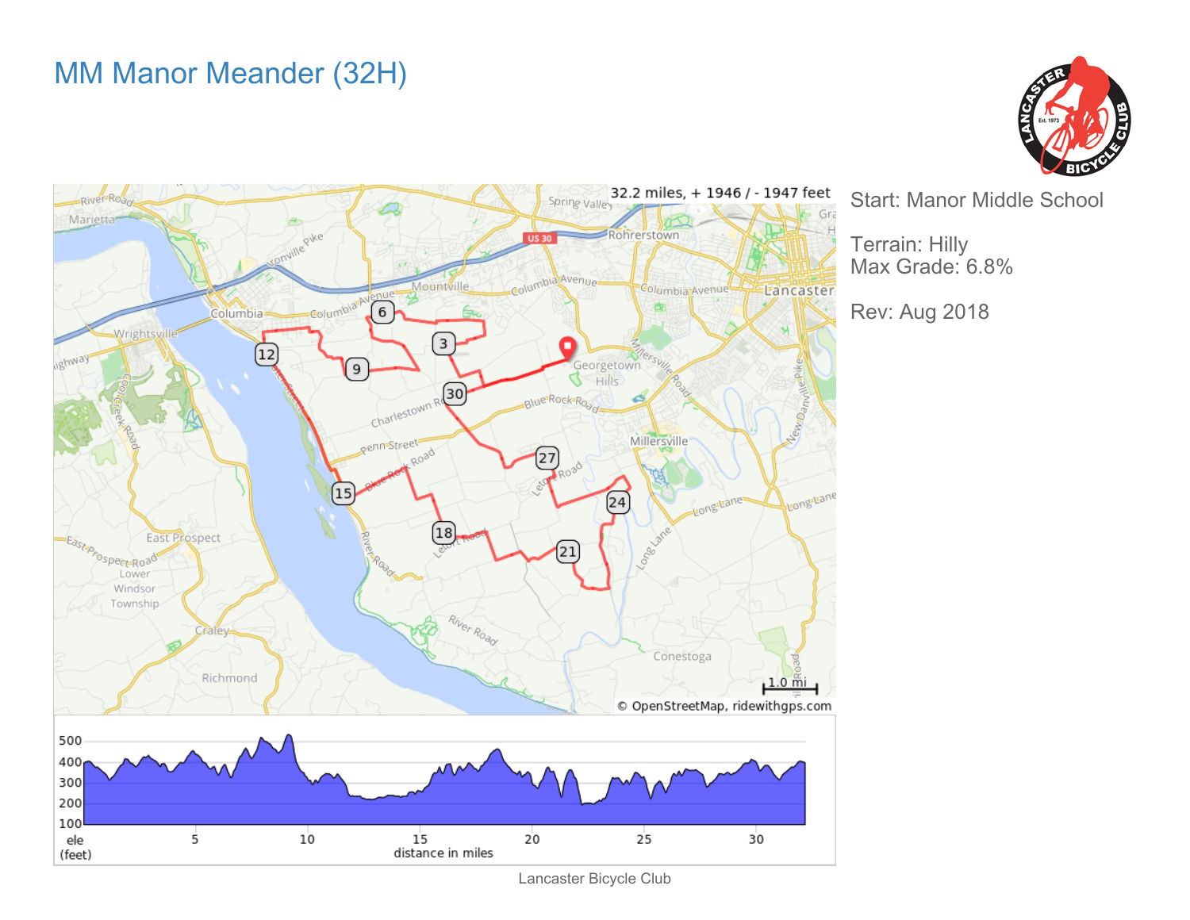# MM Manor Meander (32H)

Start: Manor Middle School

Terrain: Hilly
Max Grade: 6.8%

Rev: Aug 2018

Lancaster Bicycle Club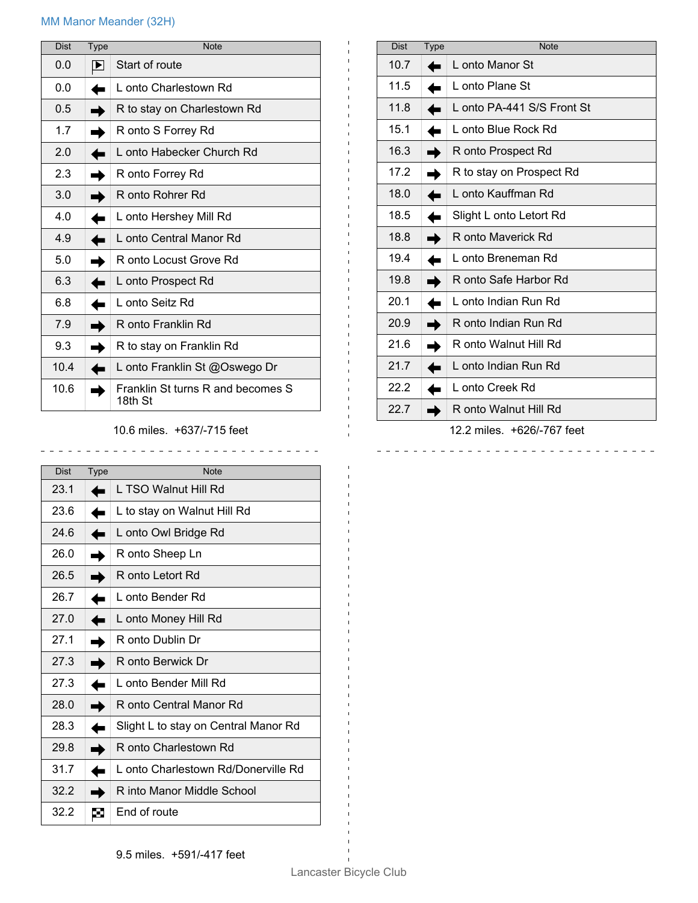MM Manor Meander (32H)

| Dist | Type | Note |
|---|---|---|
| 0.0 | | Start of route |
| 0.0 | ← | L onto Charlestown Rd |
| 0.5 | → | R to stay on Charlestown Rd |
| 1.7 | → | R onto S Forrey Rd |
| 2.0 | ← | L onto Habecker Church Rd |
| 2.3 | → | R onto Forrey Rd |
| 3.0 | → | R onto Rohrer Rd |
| 4.0 | ← | L onto Hershey Mill Rd |
| 4.9 | ← | L onto Central Manor Rd |
| 5.0 | → | R onto Locust Grove Rd |
| 6.3 | ← | L onto Prospect Rd |
| 6.8 | ← | L onto Seitz Rd |
| 7.9 | → | R onto Franklin Rd |
| 9.3 | → | R to stay on Franklin Rd |
| 10.4 | ← | L onto Franklin St @Oswego Dr |
| 10.6 | → | Franklin St turns R and becomes S 18th St |

10.6 miles. +637/-715 feet

| Dist | Type | Note |
|---|---|---|
| 10.7 | ← | L onto Manor St |
| 11.5 | ← | L onto Plane St |
| 11.8 | ← | L onto PA-441 S/S Front St |
| 15.1 | ← | L onto Blue Rock Rd |
| 16.3 | → | R onto Prospect Rd |
| 17.2 | → | R to stay on Prospect Rd |
| 18.0 | ← | L onto Kauffman Rd |
| 18.5 | ← | Slight L onto Letort Rd |
| 18.8 | → | R onto Maverick Rd |
| 19.4 | ← | L onto Breneman Rd |
| 19.8 | → | R onto Safe Harbor Rd |
| 20.1 | ← | L onto Indian Run Rd |
| 20.9 | → | R onto Indian Run Rd |
| 21.6 | → | R onto Walnut Hill Rd |
| 21.7 | ← | L onto Indian Run Rd |
| 22.2 | ← | L onto Creek Rd |
| 22.7 | → | R onto Walnut Hill Rd |

12.2 miles. +626/-767 feet

| Dist | Type | Note |
|---|---|---|
| 23.1 | ← | L TSO Walnut Hill Rd |
| 23.6 | ← | L to stay on Walnut Hill Rd |
| 24.6 | ← | L onto Owl Bridge Rd |
| 26.0 | → | R onto Sheep Ln |
| 26.5 | → | R onto Letort Rd |
| 26.7 | ← | L onto Bender Rd |
| 27.0 | ← | L onto Money Hill Rd |
| 27.1 | → | R onto Dublin Dr |
| 27.3 | → | R onto Berwick Dr |
| 27.3 | ← | L onto Bender Mill Rd |
| 28.0 | → | R onto Central Manor Rd |
| 28.3 | ← | Slight L to stay on Central Manor Rd |
| 29.8 | → | R onto Charlestown Rd |
| 31.7 | ← | L onto Charlestown Rd/Donerville Rd |
| 32.2 | → | R into Manor Middle School |
| 32.2 | | End of route |

9.5 miles. +591/-417 feet

Lancaster Bicycle Club